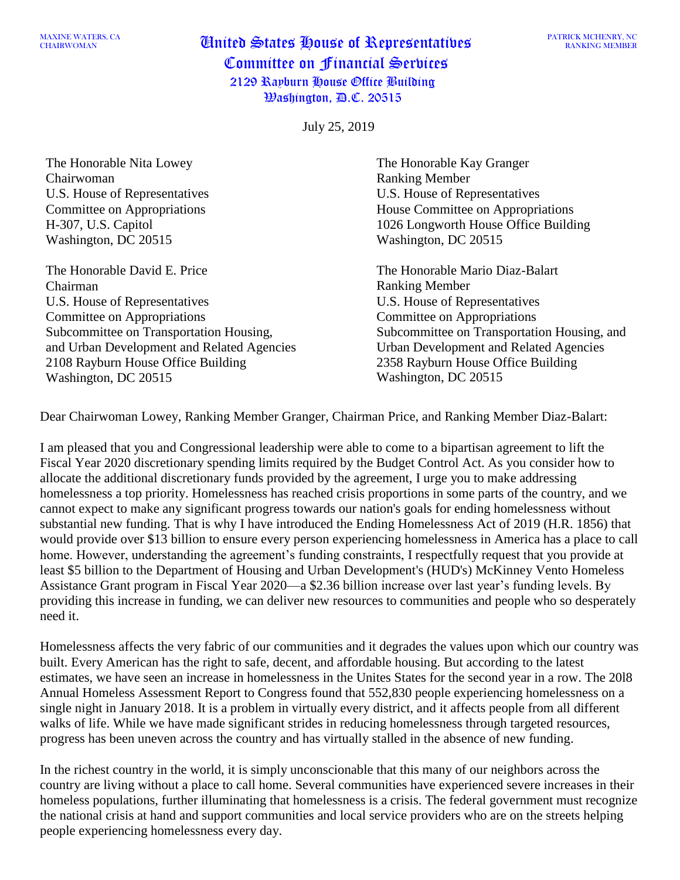MAXINE WATERS, CA
CHAIRWOMAN

# United States House of Representatives
## Committee on Financial Services
2129 Rayburn House Office Building
Washington, D.C. 20515

PATRICK MCHENRY, NC
RANKING MEMBER

July 25, 2019

The Honorable Nita Lowey
Chairwoman
U.S. House of Representatives
Committee on Appropriations
H-307, U.S. Capitol
Washington, DC 20515

The Honorable Kay Granger
Ranking Member
U.S. House of Representatives
House Committee on Appropriations
1026 Longworth House Office Building
Washington, DC 20515

The Honorable David E. Price
Chairman
U.S. House of Representatives
Committee on Appropriations
Subcommittee on Transportation Housing,
and Urban Development and Related Agencies
2108 Rayburn House Office Building
Washington, DC 20515

The Honorable Mario Diaz-Balart
Ranking Member
U.S. House of Representatives
Committee on Appropriations
Subcommittee on Transportation Housing, and
Urban Development and Related Agencies
2358 Rayburn House Office Building
Washington, DC 20515

Dear Chairwoman Lowey, Ranking Member Granger, Chairman Price, and Ranking Member Diaz-Balart:

I am pleased that you and Congressional leadership were able to come to a bipartisan agreement to lift the Fiscal Year 2020 discretionary spending limits required by the Budget Control Act. As you consider how to allocate the additional discretionary funds provided by the agreement, I urge you to make addressing homelessness a top priority. Homelessness has reached crisis proportions in some parts of the country, and we cannot expect to make any significant progress towards our nation's goals for ending homelessness without substantial new funding. That is why I have introduced the Ending Homelessness Act of 2019 (H.R. 1856) that would provide over $13 billion to ensure every person experiencing homelessness in America has a place to call home. However, understanding the agreement's funding constraints, I respectfully request that you provide at least $5 billion to the Department of Housing and Urban Development's (HUD's) McKinney Vento Homeless Assistance Grant program in Fiscal Year 2020—a $2.36 billion increase over last year's funding levels. By providing this increase in funding, we can deliver new resources to communities and people who so desperately need it.

Homelessness affects the very fabric of our communities and it degrades the values upon which our country was built. Every American has the right to safe, decent, and affordable housing. But according to the latest estimates, we have seen an increase in homelessness in the Unites States for the second year in a row. The 20l8 Annual Homeless Assessment Report to Congress found that 552,830 people experiencing homelessness on a single night in January 2018. It is a problem in virtually every district, and it affects people from all different walks of life. While we have made significant strides in reducing homelessness through targeted resources, progress has been uneven across the country and has virtually stalled in the absence of new funding.

In the richest country in the world, it is simply unconscionable that this many of our neighbors across the country are living without a place to call home. Several communities have experienced severe increases in their homeless populations, further illuminating that homelessness is a crisis. The federal government must recognize the national crisis at hand and support communities and local service providers who are on the streets helping people experiencing homelessness every day.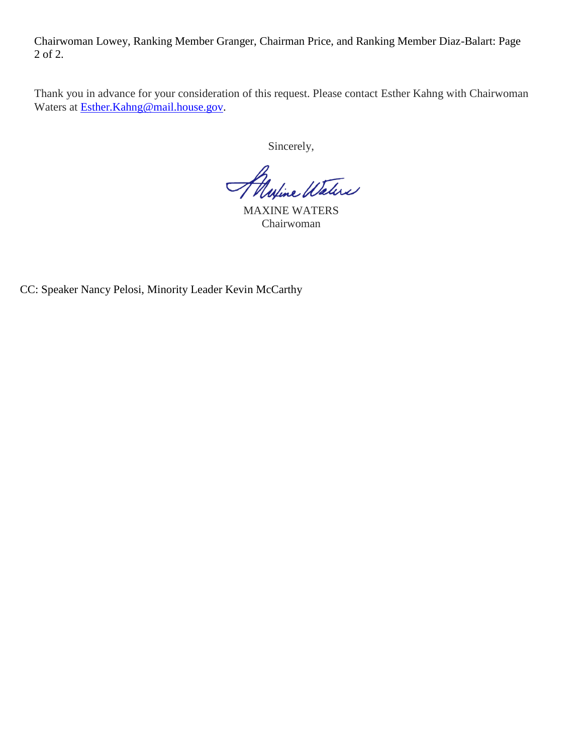Thank you in advance for your consideration of this request. Please contact Esther Kahng with Chairwoman Waters at Esther.Kahng@mail.house.gov.

Sincerely,

MAXINE WATERS
Chairwoman

CC: Speaker Nancy Pelosi, Minority Leader Kevin McCarthy